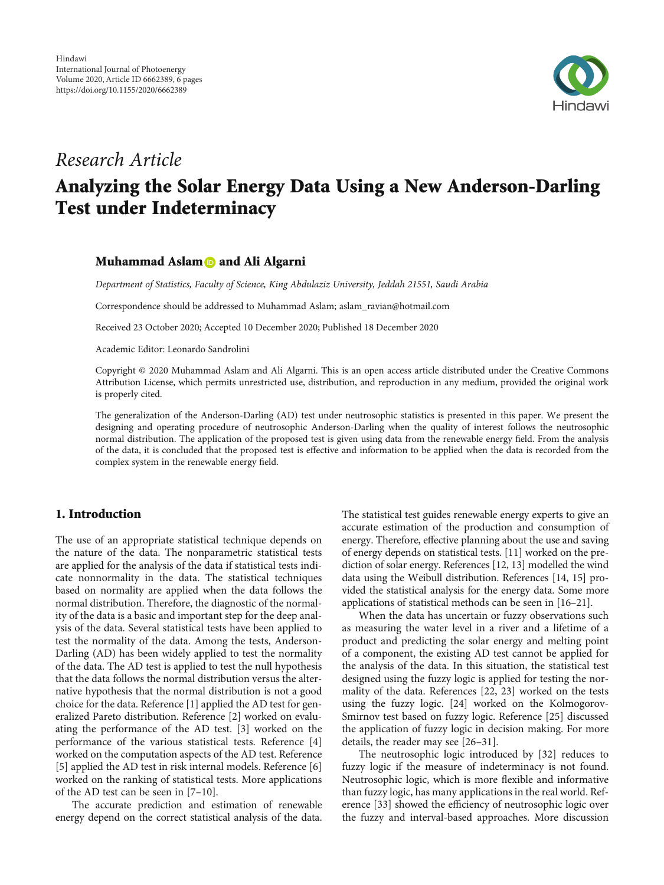Hindawi
International Journal of Photoenergy
Volume 2020, Article ID 6662389, 6 pages
https://doi.org/10.1155/2020/6662389

*Research Article*

# Analyzing the Solar Energy Data Using a New Anderson-Darling Test under Indeterminacy

**Muhammad Aslam and Ali Algarni**

*Department of Statistics, Faculty of Science, King Abdulaziz University, Jeddah 21551, Saudi Arabia*

Correspondence should be addressed to Muhammad Aslam; aslam_ravian@hotmail.com

Received 23 October 2020; Accepted 10 December 2020; Published 18 December 2020

Academic Editor: Leonardo Sandrolini

Copyright © 2020 Muhammad Aslam and Ali Algarni. This is an open access article distributed under the Creative Commons Attribution License, which permits unrestricted use, distribution, and reproduction in any medium, provided the original work is properly cited.

The generalization of the Anderson-Darling (AD) test under neutrosophic statistics is presented in this paper. We present the designing and operating procedure of neutrosophic Anderson-Darling when the quality of interest follows the neutrosophic normal distribution. The application of the proposed test is given using data from the renewable energy field. From the analysis of the data, it is concluded that the proposed test is effective and information to be applied when the data is recorded from the complex system in the renewable energy field.

## 1. Introduction

The use of an appropriate statistical technique depends on the nature of the data. The nonparametric statistical tests are applied for the analysis of the data if statistical tests indicate nonnormality in the data. The statistical techniques based on normality are applied when the data follows the normal distribution. Therefore, the diagnostic of the normality of the data is a basic and important step for the deep analysis of the data. Several statistical tests have been applied to test the normality of the data. Among the tests, Anderson-Darling (AD) has been widely applied to test the normality of the data. The AD test is applied to test the null hypothesis that the data follows the normal distribution versus the alternative hypothesis that the normal distribution is not a good choice for the data. Reference [1] applied the AD test for generalized Pareto distribution. Reference [2] worked on evaluating the performance of the AD test. [3] worked on the performance of the various statistical tests. Reference [4] worked on the computation aspects of the AD test. Reference [5] applied the AD test in risk internal models. Reference [6] worked on the ranking of statistical tests. More applications of the AD test can be seen in [7–10].

The accurate prediction and estimation of renewable energy depend on the correct statistical analysis of the data. The statistical test guides renewable energy experts to give an accurate estimation of the production and consumption of energy. Therefore, effective planning about the use and saving of energy depends on statistical tests. [11] worked on the prediction of solar energy. References [12, 13] modelled the wind data using the Weibull distribution. References [14, 15] provided the statistical analysis for the energy data. Some more applications of statistical methods can be seen in [16–21].

When the data has uncertain or fuzzy observations such as measuring the water level in a river and a lifetime of a product and predicting the solar energy and melting point of a component, the existing AD test cannot be applied for the analysis of the data. In this situation, the statistical test designed using the fuzzy logic is applied for testing the normality of the data. References [22, 23] worked on the tests using the fuzzy logic. [24] worked on the Kolmogorov-Smirnov test based on fuzzy logic. Reference [25] discussed the application of fuzzy logic in decision making. For more details, the reader may see [26–31].

The neutrosophic logic introduced by [32] reduces to fuzzy logic if the measure of indeterminacy is not found. Neutrosophic logic, which is more flexible and informative than fuzzy logic, has many applications in the real world. Reference [33] showed the efficiency of neutrosophic logic over the fuzzy and interval-based approaches. More discussion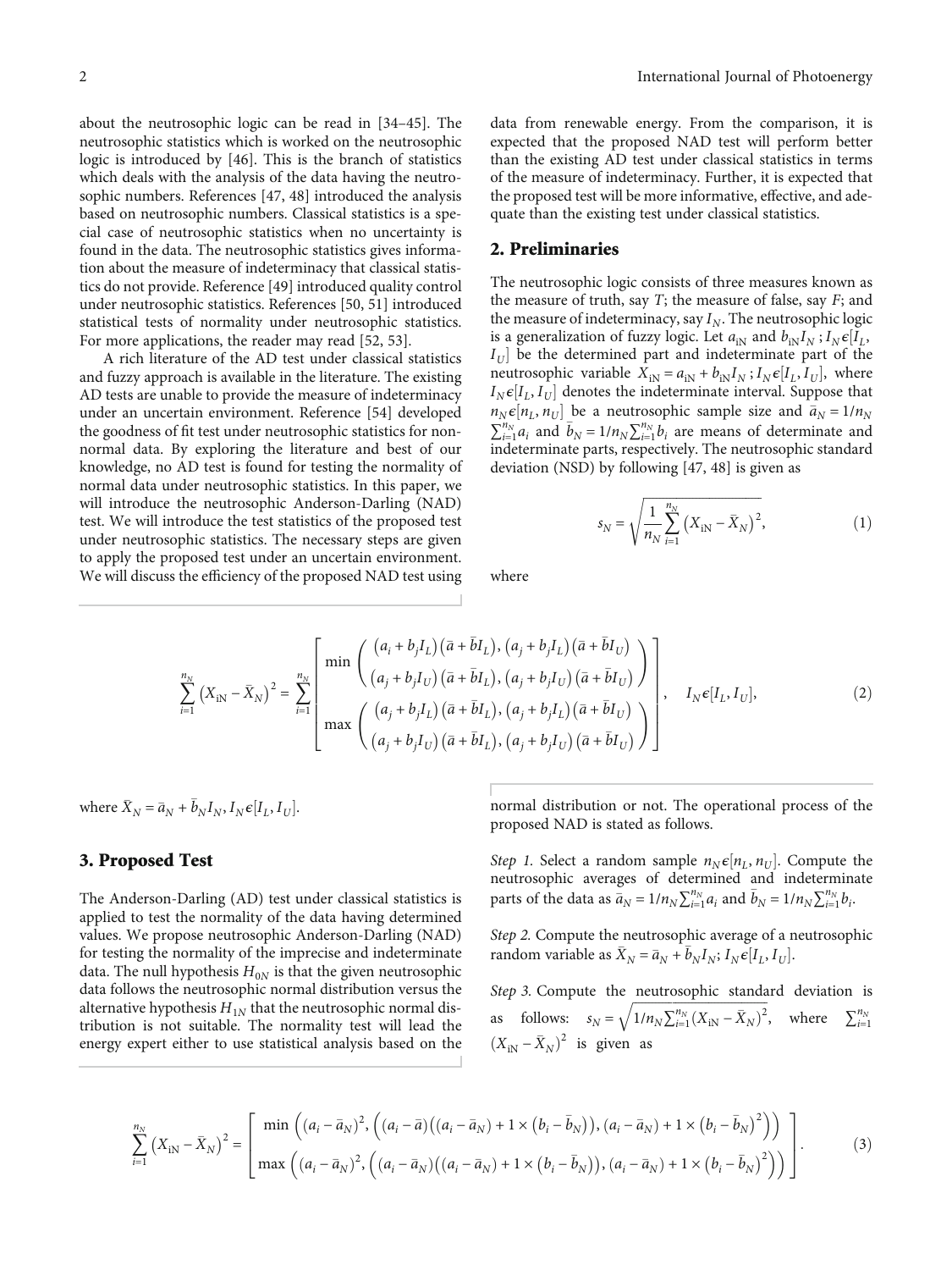about the neutrosophic logic can be read in [34–45]. The neutrosophic statistics which is worked on the neutrosophic logic is introduced by [46]. This is the branch of statistics which deals with the analysis of the data having the neutrosophic numbers. References [47, 48] introduced the analysis based on neutrosophic numbers. Classical statistics is a special case of neutrosophic statistics when no uncertainty is found in the data. The neutrosophic statistics gives information about the measure of indeterminacy that classical statistics do not provide. Reference [49] introduced quality control under neutrosophic statistics. References [50, 51] introduced statistical tests of normality under neutrosophic statistics. For more applications, the reader may read [52, 53].

A rich literature of the AD test under classical statistics and fuzzy approach is available in the literature. The existing AD tests are unable to provide the measure of indeterminacy under an uncertain environment. Reference [54] developed the goodness of fit test under neutrosophic statistics for nonnormal data. By exploring the literature and best of our knowledge, no AD test is found for testing the normality of normal data under neutrosophic statistics. In this paper, we will introduce the neutrosophic Anderson-Darling (NAD) test. We will introduce the test statistics of the proposed test under neutrosophic statistics. The necessary steps are given to apply the proposed test under an uncertain environment. We will discuss the efficiency of the proposed NAD test using data from renewable energy. From the comparison, it is expected that the proposed NAD test will perform better than the existing AD test under classical statistics in terms of the measure of indeterminacy. Further, it is expected that the proposed test will be more informative, effective, and adequate than the existing test under classical statistics.

## 2. Preliminaries

The neutrosophic logic consists of three measures known as the measure of truth, say $T$; the measure of false, say $F$; and the measure of indeterminacy, say $I_N$. The neutrosophic logic is a generalization of fuzzy logic. Let $a_{iN}$ and $b_{iN}I_N$ ; $I_N \epsilon [I_L, I_U]$ be the determined part and indeterminate part of the neutrosophic variable $X_{iN} = a_{iN} + b_{iN}I_N$ ; $I_N \epsilon [I_L, I_U]$, where $I_N \epsilon [I_L, I_U]$ denotes the indeterminate interval. Suppose that $n_N \epsilon [n_L, n_U]$ be a neutrosophic sample size and $\bar{a}_N = 1/n_N \sum_{i=1}^{n_N} a_i$ and $\bar{b}_N = 1/n_N \sum_{i=1}^{n_N} b_i$ are means of determinate and indeterminate parts, respectively. The neutrosophic standard deviation (NSD) by following [47, 48] is given as

$$s_N = \sqrt{\frac{1}{n_N}\sum_{i=1}^{n_N}\left(X_{iN} - \bar{X}_N\right)^2}, \tag{1}$$

where

$$\sum_{i=1}^{n_N}\left(X_{iN} - \bar{X}_N\right)^2 = \sum_{i=1}^{n_N}\begin{bmatrix} \min\begin{pmatrix} \left(a_i + b_j I_L\right)\left(\bar{a} + \bar{b}I_L\right), \left(a_j + b_j I_L\right)\left(\bar{a} + \bar{b}I_U\right) \\ \left(a_j + b_j I_U\right)\left(\bar{a} + \bar{b}I_L\right), \left(a_j + b_j I_U\right)\left(\bar{a} + \bar{b}I_U\right) \end{pmatrix} \\ \max\begin{pmatrix} \left(a_j + b_j I_L\right)\left(\bar{a} + \bar{b}I_L\right), \left(a_j + b_j I_L\right)\left(\bar{a} + \bar{b}I_U\right) \\ \left(a_j + b_j I_U\right)\left(\bar{a} + \bar{b}I_L\right), \left(a_j + b_j I_U\right)\left(\bar{a} + \bar{b}I_U\right) \end{pmatrix} \end{bmatrix}, \quad I_N \epsilon [I_L, I_U], \tag{2}$$

where $\bar{X}_N = \bar{a}_N + \bar{b}_N I_N$, $I_N \epsilon [I_L, I_U]$.

## 3. Proposed Test

The Anderson-Darling (AD) test under classical statistics is applied to test the normality of the data having determined values. We propose neutrosophic Anderson-Darling (NAD) for testing the normality of the imprecise and indeterminate data. The null hypothesis $H_{0N}$ is that the given neutrosophic data follows the neutrosophic normal distribution versus the alternative hypothesis $H_{1N}$ that the neutrosophic normal distribution is not suitable. The normality test will lead the energy expert either to use statistical analysis based on the normal distribution or not. The operational process of the proposed NAD is stated as follows.

*Step 1.* Select a random sample $n_N \epsilon [n_L, n_U]$. Compute the neutrosophic averages of determined and indeterminate parts of the data as $\bar{a}_N = 1/n_N \sum_{i=1}^{n_N} a_i$ and $\bar{b}_N = 1/n_N \sum_{i=1}^{n_N} b_i$.

*Step 2.* Compute the neutrosophic average of a neutrosophic random variable as $\bar{X}_N = \bar{a}_N + \bar{b}_N I_N$; $I_N \epsilon [I_L, I_U]$.

*Step 3.* Compute the neutrosophic standard deviation is as follows: $s_N = \sqrt{1/n_N \sum_{i=1}^{n_N}\left(X_{iN} - \bar{X}_N\right)^2}$, where $\sum_{i=1}^{n_N}\left(X_{iN} - \bar{X}_N\right)^2$ is given as

$$\sum_{i=1}^{n_N}\left(X_{iN} - \bar{X}_N\right)^2 = \begin{bmatrix} \min\left(\left(a_i - \bar{a}_N\right)^2, \left(\left(a_i - \bar{a}\right)\left(\left(a_i - \bar{a}_N\right) + 1 \times \left(b_i - \bar{b}_N\right)\right), \left(a_i - \bar{a}_N\right) + 1 \times \left(b_i - \bar{b}_N\right)^2\right)\right) \\ \max\left(\left(a_i - \bar{a}_N\right)^2, \left(\left(a_i - \bar{a}_N\right)\left(\left(a_i - \bar{a}_N\right) + 1 \times \left(b_i - \bar{b}_N\right)\right), \left(a_i - \bar{a}_N\right) + 1 \times \left(b_i - \bar{b}_N\right)^2\right)\right) \end{bmatrix}. \tag{3}$$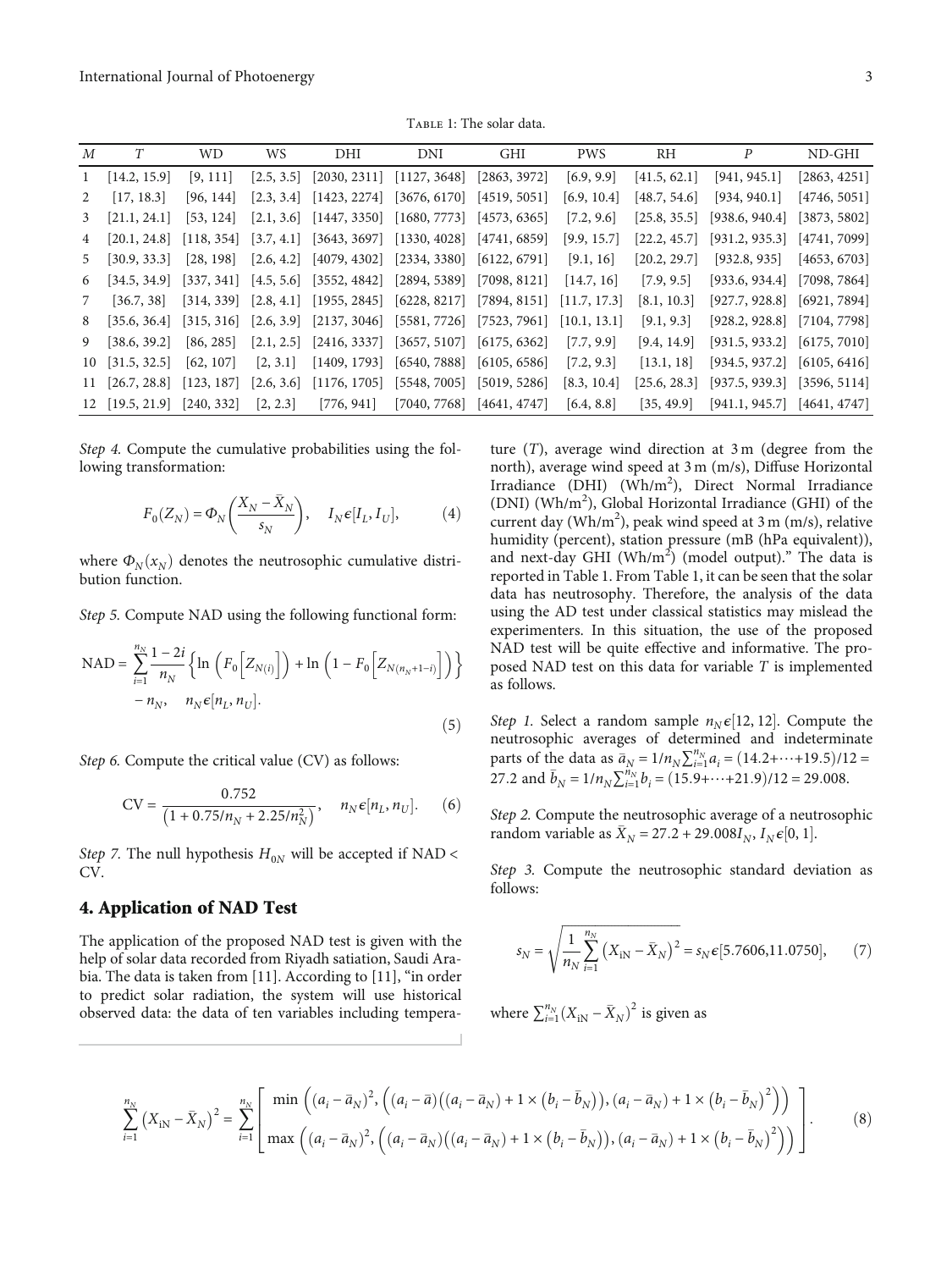Table 1: The solar data.

| $M$ | $T$ | WD | WS | DHI | DNI | GHI | PWS | RH | $P$ | ND-GHI |
|---|---|---|---|---|---|---|---|---|---|---|
| 1 | [14.2, 15.9] | [9, 111] | [2.5, 3.5] | [2030, 2311] | [1127, 3648] | [2863, 3972] | [6.9, 9.9] | [41.5, 62.1] | [941, 945.1] | [2863, 4251] |
| 2 | [17, 18.3] | [96, 144] | [2.3, 3.4] | [1423, 2274] | [3676, 6170] | [4519, 5051] | [6.9, 10.4] | [48.7, 54.6] | [934, 940.1] | [4746, 5051] |
| 3 | [21.1, 24.1] | [53, 124] | [2.1, 3.6] | [1447, 3350] | [1680, 7773] | [4573, 6365] | [7.2, 9.6] | [25.8, 35.5] | [938.6, 940.4] | [3873, 5802] |
| 4 | [20.1, 24.8] | [118, 354] | [3.7, 4.1] | [3643, 3697] | [1330, 4028] | [4741, 6859] | [9.9, 15.7] | [22.2, 45.7] | [931.2, 935.3] | [4741, 7099] |
| 5 | [30.9, 33.3] | [28, 198] | [2.6, 4.2] | [4079, 4302] | [2334, 3380] | [6122, 6791] | [9.1, 16] | [20.2, 29.7] | [932.8, 935] | [4653, 6703] |
| 6 | [34.5, 34.9] | [337, 341] | [4.5, 5.6] | [3552, 4842] | [2894, 5389] | [7098, 8121] | [14.7, 16] | [7.9, 9.5] | [933.6, 934.4] | [7098, 7864] |
| 7 | [36.7, 38] | [314, 339] | [2.8, 4.1] | [1955, 2845] | [6228, 8217] | [7894, 8151] | [11.7, 17.3] | [8.1, 10.3] | [927.7, 928.8] | [6921, 7894] |
| 8 | [35.6, 36.4] | [315, 316] | [2.6, 3.9] | [2137, 3046] | [5581, 7726] | [7523, 7961] | [10.1, 13.1] | [9.1, 9.3] | [928.2, 928.8] | [7104, 7798] |
| 9 | [38.6, 39.2] | [86, 285] | [2.1, 2.5] | [2416, 3337] | [3657, 5107] | [6175, 6362] | [7.7, 9.9] | [9.4, 14.9] | [931.5, 933.2] | [6175, 7010] |
| 10 | [31.5, 32.5] | [62, 107] | [2, 3.1] | [1409, 1793] | [6540, 7888] | [6105, 6556] | [7.2, 9.3] | [13.1, 18] | [934.5, 937.2] | [6105, 6416] |
| 11 | [26.7, 28.8] | [123, 187] | [2.6, 3.6] | [1176, 1705] | [5548, 7005] | [5019, 5286] | [8.3, 10.4] | [25.6, 28.3] | [937.5, 939.3] | [3596, 5114] |
| 12 | [19.5, 21.9] | [240, 332] | [2, 2.3] | [776, 941] | [7040, 7768] | [4641, 4747] | [6.4, 8.8] | [35, 49.9] | [941.1, 945.7] | [4641, 4747] |

*Step 4.* Compute the cumulative probabilities using the following transformation:

$$F_0(Z_N) = \Phi_N\left(\frac{X_N - \bar{X}_N}{s_N}\right), \quad I_N \epsilon [I_L, I_U], \tag{4}$$

where $\Phi_N(x_N)$ denotes the neutrosophic cumulative distribution function.

*Step 5.* Compute NAD using the following functional form:

$$\text{NAD} = \sum_{i=1}^{n_N} \frac{1-2i}{n_N}\left\{\ln\left(F_0\left[Z_{N(i)}\right]\right) + \ln\left(1 - F_0\left[Z_{N(n_N+1-i)}\right]\right)\right\} - n_N, \quad n_N \epsilon [n_L, n_U]. \tag{5}$$

*Step 6.* Compute the critical value (CV) as follows:

$$\text{CV} = \frac{0.752}{\left(1 + 0.75/n_N + 2.25/n_N^2\right)}, \quad n_N \epsilon [n_L, n_U]. \tag{6}$$

*Step 7.* The null hypothesis $H_{0N}$ will be accepted if NAD < CV.

## 4. Application of NAD Test

The application of the proposed NAD test is given with the help of solar data recorded from Riyadh satiation, Saudi Arabia. The data is taken from [11]. According to [11], "in order to predict solar radiation, the system will use historical observed data: the data of ten variables including temperature ($T$), average wind direction at 3 m (degree from the north), average wind speed at 3 m (m/s), Diffuse Horizontal Irradiance (DHI) (Wh/m$^2$), Direct Normal Irradiance (DNI) (Wh/m$^2$), Global Horizontal Irradiance (GHI) of the current day (Wh/m$^2$), peak wind speed at 3 m (m/s), relative humidity (percent), station pressure (mB (hPa equivalent)), and next-day GHI (Wh/m$^2$) (model output)." The data is reported in Table 1. From Table 1, it can be seen that the solar data has neutrosophy. Therefore, the analysis of the data using the AD test under classical statistics may mislead the experimenters. In this situation, the use of the proposed NAD test will be quite effective and informative. The proposed NAD test on this data for variable $T$ is implemented as follows.

*Step 1.* Select a random sample $n_N \epsilon [12, 12]$. Compute the neutrosophic averages of determined and indeterminate parts of the data as $\bar{a}_N = 1/n_N \sum_{i=1}^{n_N} a_i = (14.2 + \cdots + 19.5)/12 = 27.2$ and $\bar{b}_N = 1/n_N \sum_{i=1}^{n_N} b_i = (15.9 + \cdots + 21.9)/12 = 29.008$.

*Step 2.* Compute the neutrosophic average of a neutrosophic random variable as $\bar{X}_N = 27.2 + 29.008 I_N, I_N \epsilon [0, 1]$.

*Step 3.* Compute the neutrosophic standard deviation as follows:

$$s_N = \sqrt{\frac{1}{n_N}\sum_{i=1}^{n_N}\left(X_{iN} - \bar{X}_N\right)^2} = s_N \epsilon [5.7606, 11.0750], \tag{7}$$

where $\sum_{i=1}^{n_N}(X_{iN} - \bar{X}_N)^2$ is given as

$$\sum_{i=1}^{n_N}\left(X_{iN} - \bar{X}_N\right)^2 = \sum_{i=1}^{n_N}\begin{bmatrix} \min\left((a_i - \bar{a}_N)^2, \left((a_i - \bar{a})\left((a_i - \bar{a}_N) + 1 \times \left(b_i - \bar{b}_N\right)\right)\right), (a_i - \bar{a}_N) + 1 \times \left(b_i - \bar{b}_N\right)^2\right)\right) \\ \max\left((a_i - \bar{a}_N)^2, \left((a_i - \bar{a}_N)\left((a_i - \bar{a}_N) + 1 \times \left(b_i - \bar{b}_N\right)\right)\right), (a_i - \bar{a}_N) + 1 \times \left(b_i - \bar{b}_N\right)^2\right)\right) \end{bmatrix}. \tag{8}$$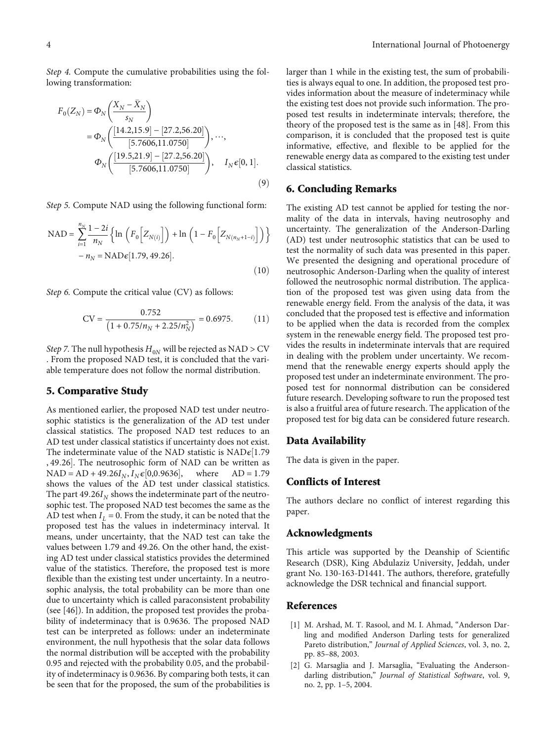*Step 4.* Compute the cumulative probabilities using the following transformation:

$$F_0(Z_N) = \Phi_N\left(\frac{X_N - \bar{X}_N}{s_N}\right) = \Phi_N\left(\frac{[14.2,15.9] - [27.2,56.20]}{[5.7606,11.0750]}\right), \cdots, \Phi_N\left(\frac{[19.5,21.9] - [27.2,56.20]}{[5.7606,11.0750]}\right), \quad I_N \epsilon [0,1]. \tag{9}$$

*Step 5.* Compute NAD using the following functional form:

$$\text{NAD} = \sum_{i=1}^{n_N} \frac{1-2i}{n_N}\left\{\ln\left(F_0\left[Z_{N(i)}\right]\right) + \ln\left(1 - F_0\left[Z_{N(n_N+1-i)}\right]\right)\right\} - n_N = \text{NAD}\epsilon[1.79, 49.26]. \tag{10}$$

*Step 6.* Compute the critical value (CV) as follows:

$$\text{CV} = \frac{0.752}{\left(1 + 0.75/n_N + 2.25/n_N^2\right)} = 0.6975. \tag{11}$$

*Step 7.* The null hypothesis $H_{0N}$ will be rejected as NAD > CV. From the proposed NAD test, it is concluded that the variable temperature does not follow the normal distribution.

## 5. Comparative Study

As mentioned earlier, the proposed NAD test under neutrosophic statistics is the generalization of the AD test under classical statistics. The proposed NAD test reduces to an AD test under classical statistics if uncertainty does not exist. The indeterminate value of the NAD statistic is $\text{NAD}\epsilon[1.79, 49.26]$. The neutrosophic form of NAD can be written as $\text{NAD} = \text{AD} + 49.26I_N, I_N \epsilon [0,0.9636]$, where $\text{AD} = 1.79$ shows the values of the AD test under classical statistics. The part $49.26I_N$ shows the indeterminate part of the neutrosophic test. The proposed NAD test becomes the same as the AD test when $I_L = 0$. From the study, it can be noted that the proposed test has the values in indeterminacy interval. It means, under uncertainty, that the NAD test can take the values between 1.79 and 49.26. On the other hand, the existing AD test under classical statistics provides the determined value of the statistics. Therefore, the proposed test is more flexible than the existing test under uncertainty. In a neutrosophic analysis, the total probability can be more than one due to uncertainty which is called paraconsistent probability (see [46]). In addition, the proposed test provides the probability of indeterminacy that is 0.9636. The proposed NAD test can be interpreted as follows: under an indeterminate environment, the null hypothesis that the solar data follows the normal distribution will be accepted with the probability 0.95 and rejected with the probability 0.05, and the probability of indeterminacy is 0.9636. By comparing both tests, it can be seen that for the proposed, the sum of the probabilities is larger than 1 while in the existing test, the sum of probabilities is always equal to one. In addition, the proposed test provides information about the measure of indeterminacy while the existing test does not provide such information. The proposed test results in indeterminate intervals; therefore, the theory of the proposed test is the same as in [48]. From this comparison, it is concluded that the proposed test is quite informative, effective, and flexible to be applied for the renewable energy data as compared to the existing test under classical statistics.

## 6. Concluding Remarks

The existing AD test cannot be applied for testing the normality of the data in intervals, having neutrosophy and uncertainty. The generalization of the Anderson-Darling (AD) test under neutrosophic statistics that can be used to test the normality of such data was presented in this paper. We presented the designing and operational procedure of neutrosophic Anderson-Darling when the quality of interest followed the neutrosophic normal distribution. The application of the proposed test was given using data from the renewable energy field. From the analysis of the data, it was concluded that the proposed test is effective and information to be applied when the data is recorded from the complex system in the renewable energy field. The proposed test provides the results in indeterminate intervals that are required in dealing with the problem under uncertainty. We recommend that the renewable energy experts should apply the proposed test under an indeterminate environment. The proposed test for nonnormal distribution can be considered future research. Developing software to run the proposed test is also a fruitful area of future research. The application of the proposed test for big data can be considered future research.

## Data Availability

The data is given in the paper.

## Conflicts of Interest

The authors declare no conflict of interest regarding this paper.

## Acknowledgments

This article was supported by the Deanship of Scientific Research (DSR), King Abdulaziz University, Jeddah, under grant No. 130-163-D1441. The authors, therefore, gratefully acknowledge the DSR technical and financial support.

## References

[1] M. Arshad, M. T. Rasool, and M. I. Ahmad, "Anderson Darling and modified Anderson Darling tests for generalized Pareto distribution," *Journal of Applied Sciences*, vol. 3, no. 2, pp. 85–88, 2003.

[2] G. Marsaglia and J. Marsaglia, "Evaluating the Anderson-darling distribution," *Journal of Statistical Software*, vol. 9, no. 2, pp. 1–5, 2004.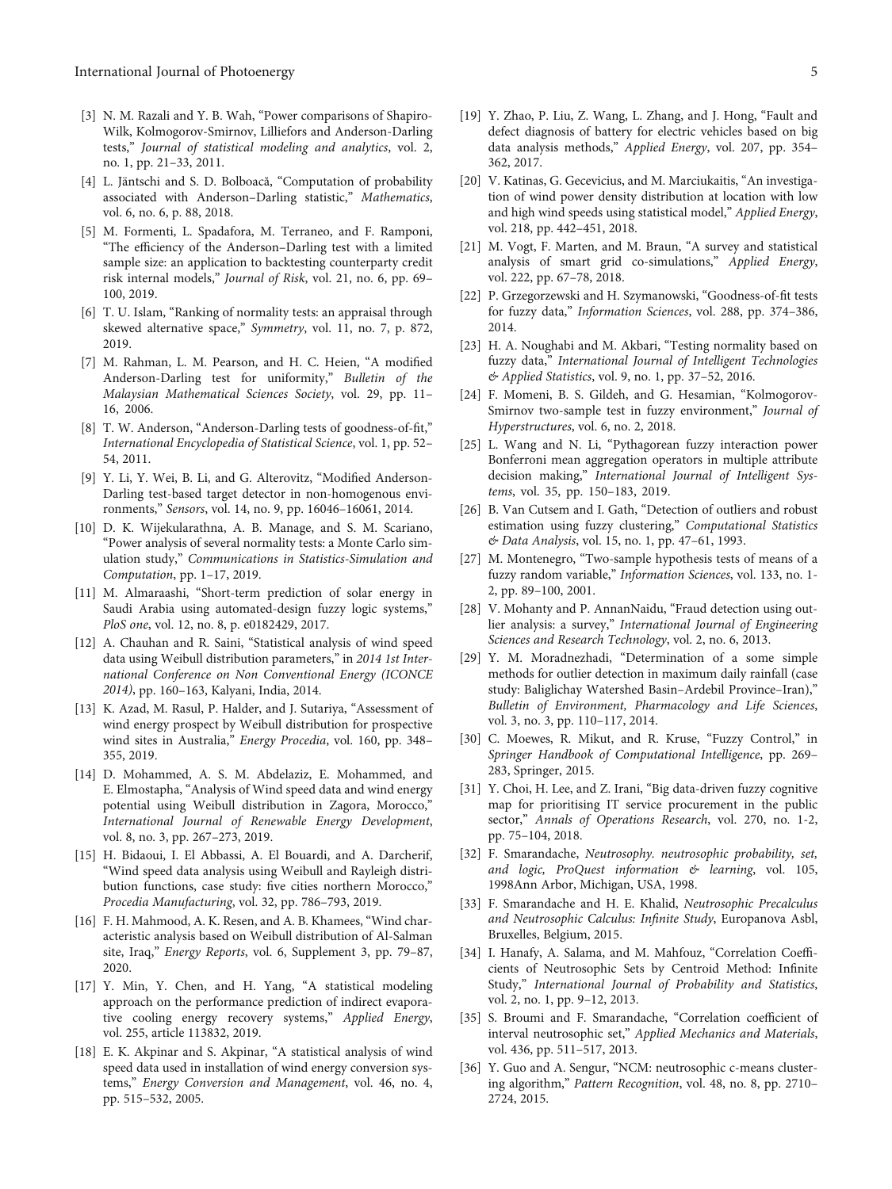[3] N. M. Razali and Y. B. Wah, "Power comparisons of Shapiro-Wilk, Kolmogorov-Smirnov, Lilliefors and Anderson-Darling tests," *Journal of statistical modeling and analytics*, vol. 2, no. 1, pp. 21–33, 2011.

[4] L. Jäntschi and S. D. Bolboacă, "Computation of probability associated with Anderson–Darling statistic," *Mathematics*, vol. 6, no. 6, p. 88, 2018.

[5] M. Formenti, L. Spadafora, M. Terraneo, and F. Ramponi, "The efficiency of the Anderson–Darling test with a limited sample size: an application to backtesting counterparty credit risk internal models," *Journal of Risk*, vol. 21, no. 6, pp. 69–100, 2019.

[6] T. U. Islam, "Ranking of normality tests: an appraisal through skewed alternative space," *Symmetry*, vol. 11, no. 7, p. 872, 2019.

[7] M. Rahman, L. M. Pearson, and H. C. Heien, "A modified Anderson-Darling test for uniformity," *Bulletin of the Malaysian Mathematical Sciences Society*, vol. 29, pp. 11–16, 2006.

[8] T. W. Anderson, "Anderson-Darling tests of goodness-of-fit," *International Encyclopedia of Statistical Science*, vol. 1, pp. 52–54, 2011.

[9] Y. Li, Y. Wei, B. Li, and G. Alterovitz, "Modified Anderson-Darling test-based target detector in non-homogenous environments," *Sensors*, vol. 14, no. 9, pp. 16046–16061, 2014.

[10] D. K. Wijekularathna, A. B. Manage, and S. M. Scariano, "Power analysis of several normality tests: a Monte Carlo simulation study," *Communications in Statistics-Simulation and Computation*, pp. 1–17, 2019.

[11] M. Almaraashi, "Short-term prediction of solar energy in Saudi Arabia using automated-design fuzzy logic systems," *PloS one*, vol. 12, no. 8, p. e0182429, 2017.

[12] A. Chauhan and R. Saini, "Statistical analysis of wind speed data using Weibull distribution parameters," in *2014 1st International Conference on Non Conventional Energy (ICONCE 2014)*, pp. 160–163, Kalyani, India, 2014.

[13] K. Azad, M. Rasul, P. Halder, and J. Sutariya, "Assessment of wind energy prospect by Weibull distribution for prospective wind sites in Australia," *Energy Procedia*, vol. 160, pp. 348–355, 2019.

[14] D. Mohammed, A. S. M. Abdelaziz, E. Mohammed, and E. Elmostapha, "Analysis of Wind speed data and wind energy potential using Weibull distribution in Zagora, Morocco," *International Journal of Renewable Energy Development*, vol. 8, no. 3, pp. 267–273, 2019.

[15] H. Bidaoui, I. El Abbassi, A. El Bouardi, and A. Darcherif, "Wind speed data analysis using Weibull and Rayleigh distribution functions, case study: five cities northern Morocco," *Procedia Manufacturing*, vol. 32, pp. 786–793, 2019.

[16] F. H. Mahmood, A. K. Resen, and A. B. Khamees, "Wind characteristic analysis based on Weibull distribution of Al-Salman site, Iraq," *Energy Reports*, vol. 6, Supplement 3, pp. 79–87, 2020.

[17] Y. Min, Y. Chen, and H. Yang, "A statistical modeling approach on the performance prediction of indirect evaporative cooling energy recovery systems," *Applied Energy*, vol. 255, article 113832, 2019.

[18] E. K. Akpinar and S. Akpinar, "A statistical analysis of wind speed data used in installation of wind energy conversion systems," *Energy Conversion and Management*, vol. 46, no. 4, pp. 515–532, 2005.

[19] Y. Zhao, P. Liu, Z. Wang, L. Zhang, and J. Hong, "Fault and defect diagnosis of battery for electric vehicles based on big data analysis methods," *Applied Energy*, vol. 207, pp. 354–362, 2017.

[20] V. Katinas, G. Gecevicius, and M. Marciukaitis, "An investigation of wind power density distribution at location with low and high wind speeds using statistical model," *Applied Energy*, vol. 218, pp. 442–451, 2018.

[21] M. Vogt, F. Marten, and M. Braun, "A survey and statistical analysis of smart grid co-simulations," *Applied Energy*, vol. 222, pp. 67–78, 2018.

[22] P. Grzegorzewski and H. Szymanowski, "Goodness-of-fit tests for fuzzy data," *Information Sciences*, vol. 288, pp. 374–386, 2014.

[23] H. A. Noughabi and M. Akbari, "Testing normality based on fuzzy data," *International Journal of Intelligent Technologies & Applied Statistics*, vol. 9, no. 1, pp. 37–52, 2016.

[24] F. Momeni, B. S. Gildeh, and G. Hesamian, "Kolmogorov-Smirnov two-sample test in fuzzy environment," *Journal of Hyperstructures*, vol. 6, no. 2, 2018.

[25] L. Wang and N. Li, "Pythagorean fuzzy interaction power Bonferroni mean aggregation operators in multiple attribute decision making," *International Journal of Intelligent Systems*, vol. 35, pp. 150–183, 2019.

[26] B. Van Cutsem and I. Gath, "Detection of outliers and robust estimation using fuzzy clustering," *Computational Statistics & Data Analysis*, vol. 15, no. 1, pp. 47–61, 1993.

[27] M. Montenegro, "Two-sample hypothesis tests of means of a fuzzy random variable," *Information Sciences*, vol. 133, no. 1-2, pp. 89–100, 2001.

[28] V. Mohanty and P. AnnanNaidu, "Fraud detection using outlier analysis: a survey," *International Journal of Engineering Sciences and Research Technology*, vol. 2, no. 6, 2013.

[29] Y. M. Moradnezhadi, "Determination of a some simple methods for outlier detection in maximum daily rainfall (case study: Baliglichay Watershed Basin–Ardebil Province–Iran)," *Bulletin of Environment, Pharmacology and Life Sciences*, vol. 3, no. 3, pp. 110–117, 2014.

[30] C. Moewes, R. Mikut, and R. Kruse, "Fuzzy Control," in *Springer Handbook of Computational Intelligence*, pp. 269–283, Springer, 2015.

[31] Y. Choi, H. Lee, and Z. Irani, "Big data-driven fuzzy cognitive map for prioritising IT service procurement in the public sector," *Annals of Operations Research*, vol. 270, no. 1-2, pp. 75–104, 2018.

[32] F. Smarandache, *Neutrosophy. neutrosophic probability, set, and logic, ProQuest information & learning*, vol. 105, 1998Ann Arbor, Michigan, USA, 1998.

[33] F. Smarandache and H. E. Khalid, *Neutrosophic Precalculus and Neutrosophic Calculus: Infinite Study*, Europanova Asbl, Bruxelles, Belgium, 2015.

[34] I. Hanafy, A. Salama, and M. Mahfouz, "Correlation Coefficients of Neutrosophic Sets by Centroid Method: Infinite Study," *International Journal of Probability and Statistics*, vol. 2, no. 1, pp. 9–12, 2013.

[35] S. Broumi and F. Smarandache, "Correlation coefficient of interval neutrosophic set," *Applied Mechanics and Materials*, vol. 436, pp. 511–517, 2013.

[36] Y. Guo and A. Sengur, "NCM: neutrosophic c-means clustering algorithm," *Pattern Recognition*, vol. 48, no. 8, pp. 2710–2724, 2015.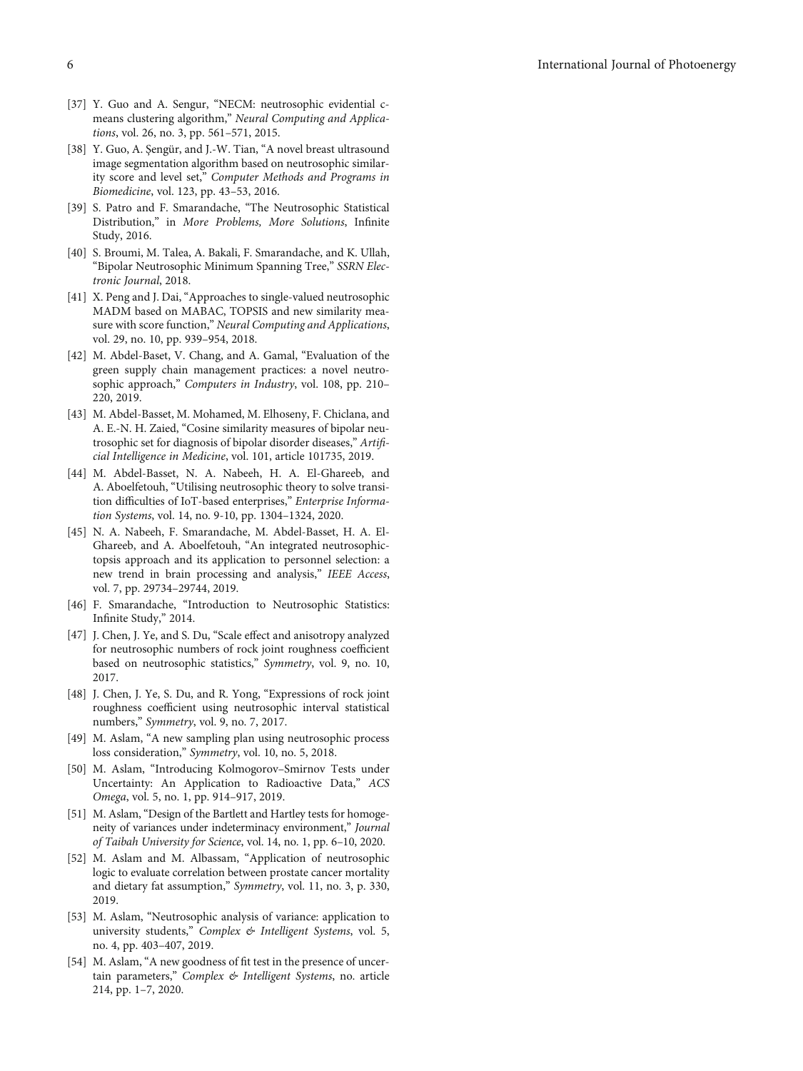[37] Y. Guo and A. Sengur, "NECM: neutrosophic evidential c-means clustering algorithm," *Neural Computing and Applications*, vol. 26, no. 3, pp. 561–571, 2015.

[38] Y. Guo, A. Şengür, and J.-W. Tian, "A novel breast ultrasound image segmentation algorithm based on neutrosophic similarity score and level set," *Computer Methods and Programs in Biomedicine*, vol. 123, pp. 43–53, 2016.

[39] S. Patro and F. Smarandache, "The Neutrosophic Statistical Distribution," in *More Problems, More Solutions*, Infinite Study, 2016.

[40] S. Broumi, M. Talea, A. Bakali, F. Smarandache, and K. Ullah, "Bipolar Neutrosophic Minimum Spanning Tree," *SSRN Electronic Journal*, 2018.

[41] X. Peng and J. Dai, "Approaches to single-valued neutrosophic MADM based on MABAC, TOPSIS and new similarity measure with score function," *Neural Computing and Applications*, vol. 29, no. 10, pp. 939–954, 2018.

[42] M. Abdel-Baset, V. Chang, and A. Gamal, "Evaluation of the green supply chain management practices: a novel neutrosophic approach," *Computers in Industry*, vol. 108, pp. 210–220, 2019.

[43] M. Abdel-Basset, M. Mohamed, M. Elhoseny, F. Chiclana, and A. E.-N. H. Zaied, "Cosine similarity measures of bipolar neutrosophic set for diagnosis of bipolar disorder diseases," *Artificial Intelligence in Medicine*, vol. 101, article 101735, 2019.

[44] M. Abdel-Basset, N. A. Nabeeh, H. A. El-Ghareeb, and A. Aboelfetouh, "Utilising neutrosophic theory to solve transition difficulties of IoT-based enterprises," *Enterprise Information Systems*, vol. 14, no. 9-10, pp. 1304–1324, 2020.

[45] N. A. Nabeeh, F. Smarandache, M. Abdel-Basset, H. A. El-Ghareeb, and A. Aboelfetouh, "An integrated neutrosophic-topsis approach and its application to personnel selection: a new trend in brain processing and analysis," *IEEE Access*, vol. 7, pp. 29734–29744, 2019.

[46] F. Smarandache, "Introduction to Neutrosophic Statistics: Infinite Study," 2014.

[47] J. Chen, J. Ye, and S. Du, "Scale effect and anisotropy analyzed for neutrosophic numbers of rock joint roughness coefficient based on neutrosophic statistics," *Symmetry*, vol. 9, no. 10, 2017.

[48] J. Chen, J. Ye, S. Du, and R. Yong, "Expressions of rock joint roughness coefficient using neutrosophic interval statistical numbers," *Symmetry*, vol. 9, no. 7, 2017.

[49] M. Aslam, "A new sampling plan using neutrosophic process loss consideration," *Symmetry*, vol. 10, no. 5, 2018.

[50] M. Aslam, "Introducing Kolmogorov–Smirnov Tests under Uncertainty: An Application to Radioactive Data," *ACS Omega*, vol. 5, no. 1, pp. 914–917, 2019.

[51] M. Aslam, "Design of the Bartlett and Hartley tests for homogeneity of variances under indeterminacy environment," *Journal of Taibah University for Science*, vol. 14, no. 1, pp. 6–10, 2020.

[52] M. Aslam and M. Albassam, "Application of neutrosophic logic to evaluate correlation between prostate cancer mortality and dietary fat assumption," *Symmetry*, vol. 11, no. 3, p. 330, 2019.

[53] M. Aslam, "Neutrosophic analysis of variance: application to university students," *Complex & Intelligent Systems*, vol. 5, no. 4, pp. 403–407, 2019.

[54] M. Aslam, "A new goodness of fit test in the presence of uncertain parameters," *Complex & Intelligent Systems*, no. article 214, pp. 1–7, 2020.